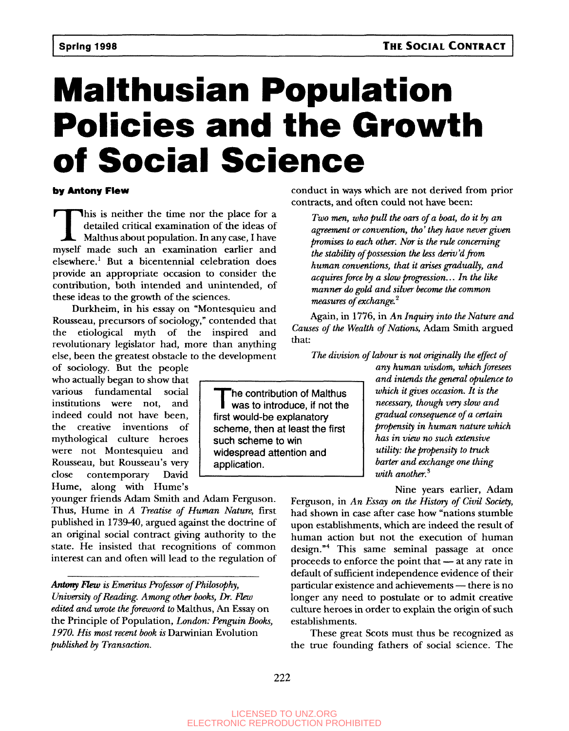# Malthusian Population Policies and the Growth of Social Science

**by Antony Flew**

This is neither the time nor the place for a detailed critical examination of the ideas of Malthus about population. In any case, I have myself made such an examination earlier and elsewhere.[1] But a bicentennial celebration does provide an appropriate occasion to consider the contribution, both intended and unintended, of these ideas to the growth of the sciences.

Durkheim, in his essay on "Montesquieu and Rousseau, precursors of sociology," contended that the etiological myth of the inspired and revolutionary legislator had, more than anything else, been the greatest obstacle to the development of sociology. But the people who actually began to show that various fundamental social institutions were not, and indeed could not have been, the creative inventions of mythological culture heroes were not Montesquieu and Rousseau, but Rousseau's very close contemporary David Hume, along with Hume's younger friends Adam Smith and Adam Ferguson. Thus, Hume in *A Treatise of Human Nature*, first published in 1739-40, argued against the doctrine of an original social contract giving authority to the state. He insisted that recognitions of common interest can and often will lead to the regulation of conduct in ways which are not derived from prior contracts, and often could not have been:

> *Two men, who pull the oars of a boat, do it by an agreement or convention, tho' they have never given promises to each other. Nor is the rule concerning the stability of possession the less deriv'd from human conventions, that it arises gradually, and acquires force by a slow progression... In the like manner do gold and silver become the common measures of exchange.*[2]

Again, in 1776, in *An Inquiry into the Nature and Causes of the Wealth of Nations*, Adam Smith argued that:

> *The division of labour is not originally the effect of any human wisdom, which foresees and intends the general opulence to which it gives occasion. It is the necessary, though very slow and gradual consequence of a certain propensity in human nature which has in view no such extensive utility: the propensity to truck barter and exchange one thing with another.*[3]

> The contribution of Malthus was to introduce, if not the first would-be explanatory scheme, then at least the first such scheme to win widespread attention and application.

Nine years earlier, Adam Ferguson, in *An Essay on the History of Civil Society*, had shown in case after case how "nations stumble upon establishments, which are indeed the result of human action but not the execution of human design."[4] This same seminal passage at once proceeds to enforce the point that — at any rate in default of sufficient independence evidence of their particular existence and achievements — there is no longer any need to postulate or to admit creative culture heroes in order to explain the origin of such establishments.

These great Scots must thus be recognized as the true founding fathers of social science. The

---

*Antony Flew is Emeritus Professor of Philosophy, University of Reading. Among other books, Dr. Flew edited and wrote the foreword to* Malthus, An Essay on the Principle of Population, *London: Penguin Books, 1970. His most recent book is* Darwinian Evolution *published by Transaction.*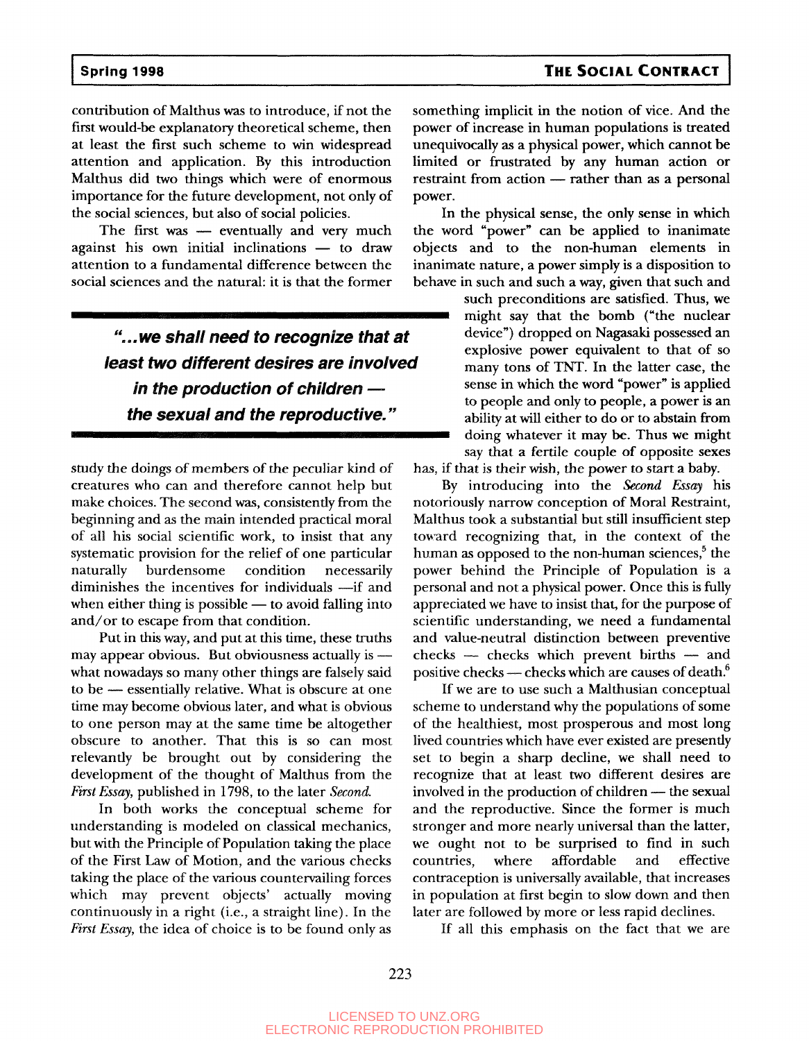contribution of Malthus was to introduce, if not the first would-be explanatory theoretical scheme, then at least the first such scheme to win widespread attention and application. By this introduction Malthus did two things which were of enormous importance for the future development, not only of the social sciences, but also of social policies.

The first was — eventually and very much against his own initial inclinations — to draw attention to a fundamental difference between the social sciences and the natural: it is that the former study the doings of members of the peculiar kind of creatures who can and therefore cannot help but make choices. The second was, consistently from the beginning and as the main intended practical moral of all his social scientific work, to insist that any systematic provision for the relief of one particular naturally burdensome condition necessarily diminishes the incentives for individuals —if and when either thing is possible — to avoid falling into and/or to escape from that condition.

> ***"...we shall need to recognize that at least two different desires are involved in the production of children — the sexual and the reproductive."***

Put in this way, and put at this time, these truths may appear obvious. But obviousness actually is — what nowadays so many other things are falsely said to be — essentially relative. What is obscure at one time may become obvious later, and what is obvious to one person may at the same time be altogether obscure to another. That this is so can most relevantly be brought out by considering the development of the thought of Malthus from the *First Essay*, published in 1798, to the later *Second*.

In both works the conceptual scheme for understanding is modeled on classical mechanics, but with the Principle of Population taking the place of the First Law of Motion, and the various checks taking the place of the various countervailing forces which may prevent objects' actually moving continuously in a right (i.e., a straight line). In the *First Essay*, the idea of choice is to be found only as something implicit in the notion of vice. And the power of increase in human populations is treated unequivocally as a physical power, which cannot be limited or frustrated by any human action or restraint from action — rather than as a personal power.

In the physical sense, the only sense in which the word "power" can be applied to inanimate objects and to the non-human elements in inanimate nature, a power simply is a disposition to behave in such and such a way, given that such and such preconditions are satisfied. Thus, we might say that the bomb ("the nuclear device") dropped on Nagasaki possessed an explosive power equivalent to that of so many tons of TNT. In the latter case, the sense in which the word "power" is applied to people and only to people, a power is an ability at will either to do or to abstain from doing whatever it may be. Thus we might say that a fertile couple of opposite sexes has, if that is their wish, the power to start a baby.

By introducing into the *Second Essay* his notoriously narrow conception of Moral Restraint, Malthus took a substantial but still insufficient step toward recognizing that, in the context of the human as opposed to the non-human sciences,[5] the power behind the Principle of Population is a personal and not a physical power. Once this is fully appreciated we have to insist that, for the purpose of scientific understanding, we need a fundamental and value-neutral distinction between preventive checks — checks which prevent births — and positive checks — checks which are causes of death.[6]

If we are to use such a Malthusian conceptual scheme to understand why the populations of some of the healthiest, most prosperous and most long lived countries which have ever existed are presently set to begin a sharp decline, we shall need to recognize that at least two different desires are involved in the production of children — the sexual and the reproductive. Since the former is much stronger and more nearly universal than the latter, we ought not to be surprised to find in such countries, where affordable and effective contraception is universally available, that increases in population at first begin to slow down and then later are followed by more or less rapid declines.

If all this emphasis on the fact that we are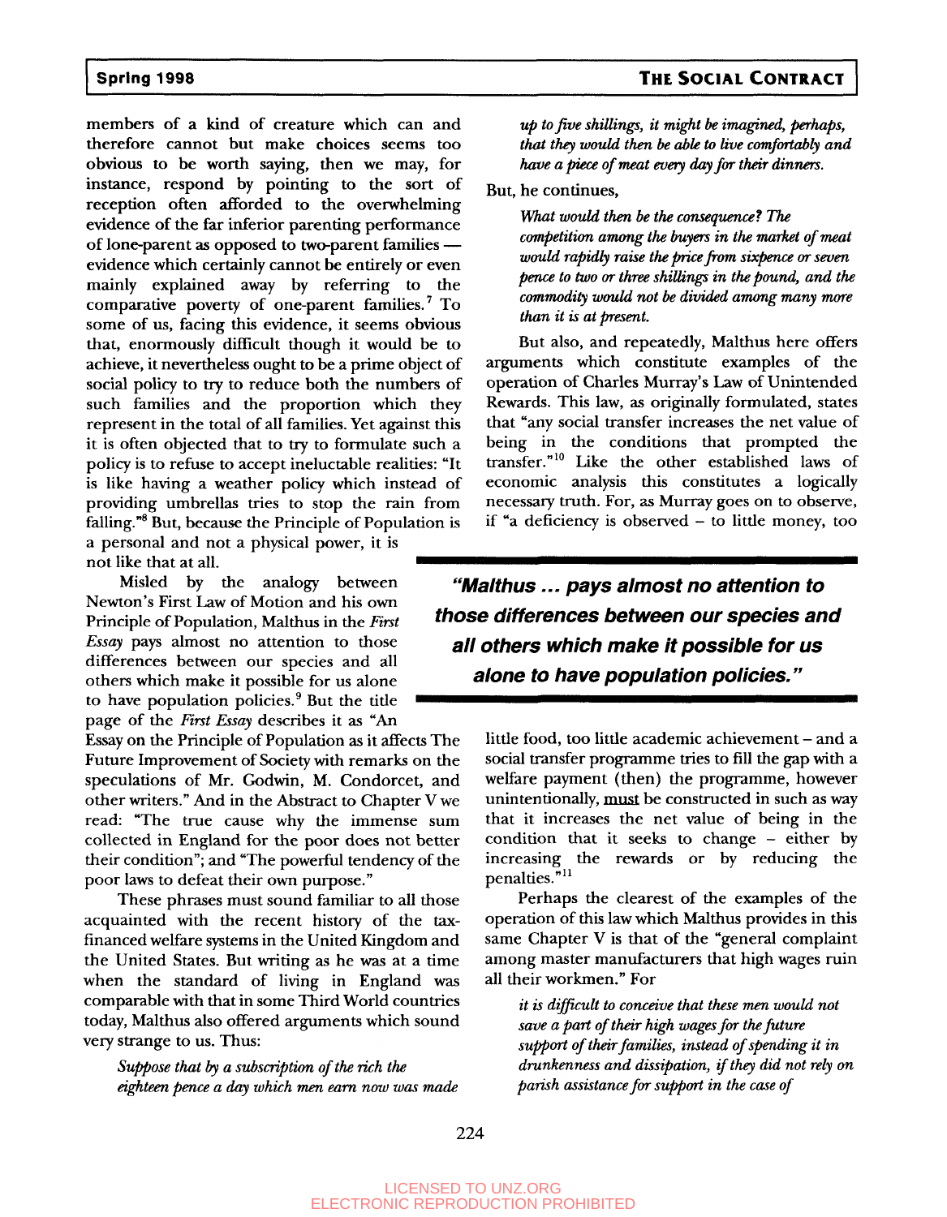members of a kind of creature which can and therefore cannot but make choices seems too obvious to be worth saying, then we may, for instance, respond by pointing to the sort of reception often afforded to the overwhelming evidence of the far inferior parenting performance of lone-parent as opposed to two-parent families — evidence which certainly cannot be entirely or even mainly explained away by referring to the comparative poverty of one-parent families.[7] To some of us, facing this evidence, it seems obvious that, enormously difficult though it would be to achieve, it nevertheless ought to be a prime object of social policy to try to reduce both the numbers of such families and the proportion which they represent in the total of all families. Yet against this it is often objected that to try to formulate such a policy is to refuse to accept ineluctable realities: "It is like having a weather policy which instead of providing umbrellas tries to stop the rain from falling."[8] But, because the Principle of Population is a personal and not a physical power, it is not like that at all.

Misled by the analogy between Newton's First Law of Motion and his own Principle of Population, Malthus in the *First Essay* pays almost no attention to those differences between our species and all others which make it possible for us alone to have population policies.[9] But the title page of the *First Essay* describes it as "An Essay on the Principle of Population as it affects The Future Improvement of Society with remarks on the speculations of Mr. Godwin, M. Condorcet, and other writers." And in the Abstract to Chapter V we read: "The true cause why the immense sum collected in England for the poor does not better their condition"; and "The powerful tendency of the poor laws to defeat their own purpose."

These phrases must sound familiar to all those acquainted with the recent history of the tax-financed welfare systems in the United Kingdom and the United States. But writing as he was at a time when the standard of living in England was comparable with that in some Third World countries today, Malthus also offered arguments which sound very strange to us. Thus:

> *Suppose that by a subscription of the rich the eighteen pence a day which men earn now was made up to five shillings, it might be imagined, perhaps, that they would then be able to live comfortably and have a piece of meat every day for their dinners.*

But, he continues,

> *What would then be the consequence? The competition among the buyers in the market of meat would rapidly raise the price from sixpence or seven pence to two or three shillings in the pound, and the commodity would not be divided among many more than it is at present.*

But also, and repeatedly, Malthus here offers arguments which constitute examples of the operation of Charles Murray's Law of Unintended Rewards. This law, as originally formulated, states that "any social transfer increases the net value of being in the conditions that prompted the transfer."[10] Like the other established laws of economic analysis this constitutes a logically necessary truth. For, as Murray goes on to observe, if "a deficiency is observed – to little money, too little food, too little academic achievement – and a social transfer programme tries to fill the gap with a welfare payment (then) the programme, however unintentionally, must be constructed in such as way that it increases the net value of being in the condition that it seeks to change – either by increasing the rewards or by reducing the penalties."[11]

> **"Malthus ... pays almost no attention to those differences between our species and all others which make it possible for us alone to have population policies."**

Perhaps the clearest of the examples of the operation of this law which Malthus provides in this same Chapter V is that of the "general complaint among master manufacturers that high wages ruin all their workmen." For

> *it is difficult to conceive that these men would not save a part of their high wages for the future support of their families, instead of spending it in drunkenness and dissipation, if they did not rely on parish assistance for support in the case of*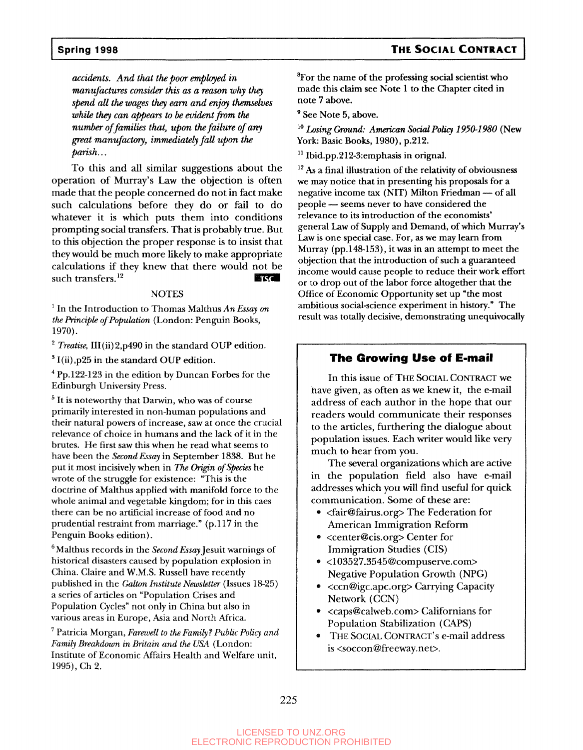*accidents. And that the poor employed in manufactures consider this as a reason why they spend all the wages they earn and enjoy themselves while they can appears to be evident from the number of families that, upon the failure of any great manufactory, immediately fall upon the parish...*

To this and all similar suggestions about the operation of Murray's Law the objection is often made that the people concerned do not in fact make such calculations before they do or fail to do whatever it is which puts them into conditions prompting social transfers. That is probably true. But to this objection the proper response is to insist that they would be much more likely to make appropriate calculations if they knew that there would not be such transfers.[12]

NOTES

[1] In the Introduction to Thomas Malthus *An Essay on the Principle of Population* (London: Penguin Books, 1970).

[2] *Treatise*, III(ii)2,p490 in the standard OUP edition.

[3] I(ii),p25 in the standard OUP edition.

[4] Pp.122-123 in the edition by Duncan Forbes for the Edinburgh University Press.

[5] It is noteworthy that Darwin, who was of course primarily interested in non-human populations and their natural powers of increase, saw at once the crucial relevance of choice in humans and the lack of it in the brutes. He first saw this when he read what seems to have been the *Second Essay* in September 1838. But he put it most incisively when in *The Origin of Species* he wrote of the struggle for existence: "This is the doctrine of Malthus applied with manifold force to the whole animal and vegetable kingdom; for in this caes there can be no artificial increase of food and no prudential restraint from marriage." (p.117 in the Penguin Books edition).

[6] Malthus records in the *Second Essay* Jesuit warnings of historical disasters caused by population explosion in China. Claire and W.M.S. Russell have recently published in the *Galton Institute Newsletter* (Issues 18-25) a series of articles on "Population Crises and Population Cycles" not only in China but also in various areas in Europe, Asia and North Africa.

[7] Patricia Morgan, *Farewell to the Family? Public Policy and Family Breakdown in Britain and the USA* (London: Institute of Economic Affairs Health and Welfare unit, 1995), Ch 2.

[8] For the name of the professing social scientist who made this claim see Note 1 to the Chapter cited in note 7 above.

[9] See Note 5, above.

[10] *Losing Ground: American Social Policy 1950-1980* (New York: Basic Books, 1980), p.212.

[11] Ibid.pp.212-3:emphasis in orignal.

[12] As a final illustration of the relativity of obviousness we may notice that in presenting his proposals for a negative income tax (NIT) Milton Friedman — of all people — seems never to have considered the relevance to its introduction of the economists' general Law of Supply and Demand, of which Murray's Law is one special case. For, as we may learn from Murray (pp.148-153), it was in an attempt to meet the objection that the introduction of such a guaranteed income would cause people to reduce their work effort or to drop out of the labor force altogether that the Office of Economic Opportunity set up "the most ambitious social-science experiment in history." The result was totally decisive, demonstrating unequivocally

## The Growing Use of E-mail

In this issue of THE SOCIAL CONTRACT we have given, as often as we knew it, the e-mail address of each author in the hope that our readers would communicate their responses to the articles, furthering the dialogue about population issues. Each writer would like very much to hear from you.

The several organizations which are active in the population field also have e-mail addresses which you will find useful for quick communication. Some of these are:

- <fair@fairus.org> The Federation for American Immigration Reform
- <center@cis.org> Center for Immigration Studies (CIS)
- <103527.3545@compuserve.com> Negative Population Growth (NPG)
- <ccn@igc.apc.org> Carrying Capacity Network (CCN)
- <caps@calweb.com> Californians for Population Stabilization (CAPS)
- THE SOCIAL CONTRACT's e-mail address is <soccon@freeway.net>.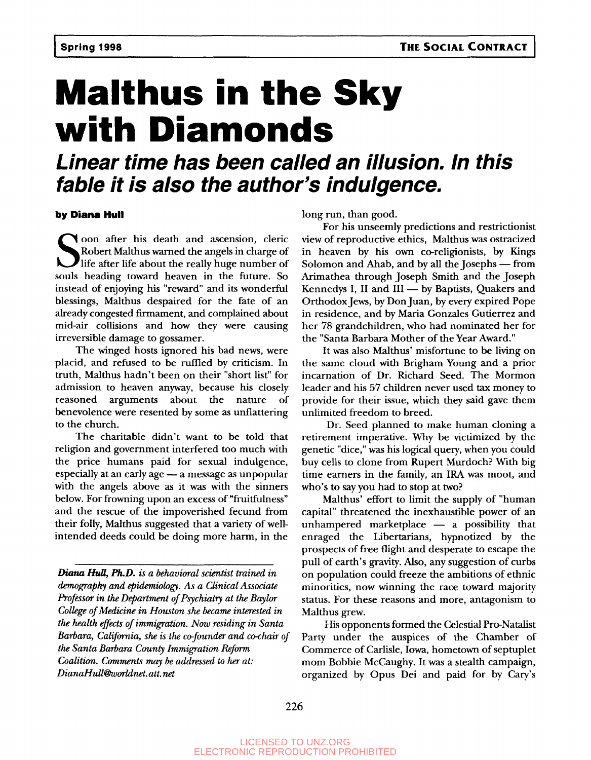# Malthus in the Sky with Diamonds

## *Linear time has been called an illusion. In this fable it is also the author's indulgence.*

**by Diana Hull**

Soon after his death and ascension, cleric Robert Malthus warned the angels in charge of life after life about the really huge number of souls heading toward heaven in the future. So instead of enjoying his "reward" and its wonderful blessings, Malthus despaired for the fate of an already congested firmament, and complained about mid-air collisions and how they were causing irreversible damage to gossamer.

The winged hosts ignored his bad news, were placid, and refused to be ruffled by criticism. In truth, Malthus hadn't been on their "short list" for admission to heaven anyway, because his closely reasoned arguments about the nature of benevolence were resented by some as unflattering to the church.

The charitable didn't want to be told that religion and government interfered too much with the price humans paid for sexual indulgence, especially at an early age — a message as unpopular with the angels above as it was with the sinners below. For frowning upon an excess of "fruitfulness" and the rescue of the impoverished fecund from their folly, Malthus suggested that a variety of well-intended deeds could be doing more harm, in the long run, than good.

For his unseemly predictions and restrictionist view of reproductive ethics, Malthus was ostracized in heaven by his own co-religionists, by Kings Solomon and Ahab, and by all the Josephs — from Arimathea through Joseph Smith and the Joseph Kennedys I, II and III — by Baptists, Quakers and Orthodox Jews, by Don Juan, by every expired Pope in residence, and by Maria Gonzales Gutierrez and her 78 grandchildren, who had nominated her for the "Santa Barbara Mother of the Year Award."

It was also Malthus' misfortune to be living on the same cloud with Brigham Young and a prior incarnation of Dr. Richard Seed. The Mormon leader and his 57 children never used tax money to provide for their issue, which they said gave them unlimited freedom to breed.

Dr. Seed planned to make human cloning a retirement imperative. Why be victimized by the genetic "dice," was his logical query, when you could buy cells to clone from Rupert Murdoch? With big time earners in the family, an IRA was moot, and who's to say you had to stop at two?

Malthus' effort to limit the supply of "human capital" threatened the inexhaustible power of an unhampered marketplace — a possibility that enraged the Libertarians, hypnotized by the prospects of free flight and desperate to escape the pull of earth's gravity. Also, any suggestion of curbs on population could freeze the ambitions of ethnic minorities, now winning the race toward majority status. For these reasons and more, antagonism to Malthus grew.

His opponents formed the Celestial Pro-Natalist Party under the auspices of the Chamber of Commerce of Carlisle, Iowa, hometown of septuplet mom Bobbie McCaughy. It was a stealth campaign, organized by Opus Dei and paid for by Cary's

---

*Diana Hull, Ph.D. is a behavioral scientist trained in demography and epidemiology. As a Clinical Associate Professor in the Department of Psychiatry at the Baylor College of Medicine in Houston she became interested in the health effects of immigration. Now residing in Santa Barbara, California, she is the co-founder and co-chair of the Santa Barbara County Immigration Reform Coalition. Comments may be addressed to her at: DianaHull@worldnet.att.net*